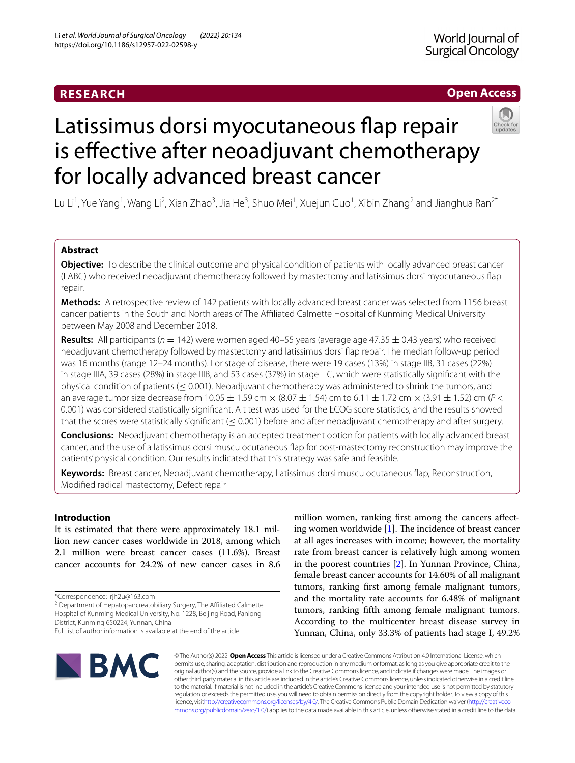RESEARCH

Open Access

# Latissimus dorsi myocutaneous flap repair is effective after neoadjuvant chemotherapy for locally advanced breast cancer

Lu Li[1], Yue Yang[1], Wang Li[2], Xian Zhao[3], Jia He[3], Shuo Mei[1], Xuejun Guo[1], Xibin Zhang[2] and Jianghua Ran[2*]

## Abstract

**Objective:** To describe the clinical outcome and physical condition of patients with locally advanced breast cancer (LABC) who received neoadjuvant chemotherapy followed by mastectomy and latissimus dorsi myocutaneous flap repair.

**Methods:** A retrospective review of 142 patients with locally advanced breast cancer was selected from 1156 breast cancer patients in the South and North areas of The Affiliated Calmette Hospital of Kunming Medical University between May 2008 and December 2018.

**Results:** All participants ($n = 142$) were women aged 40–55 years (average age 47.35 ± 0.43 years) who received neoadjuvant chemotherapy followed by mastectomy and latissimus dorsi flap repair. The median follow-up period was 16 months (range 12–24 months). For stage of disease, there were 19 cases (13%) in stage IIB, 31 cases (22%) in stage IIIA, 39 cases (28%) in stage IIIB, and 53 cases (37%) in stage IIIC, which were statistically significant with the physical condition of patients (≤ 0.001). Neoadjuvant chemotherapy was administered to shrink the tumors, and an average tumor size decrease from 10.05 ± 1.59 cm × (8.07 ± 1.54) cm to 6.11 ± 1.72 cm × (3.91 ± 1.52) cm ($P <$ 0.001) was considered statistically significant. A t test was used for the ECOG score statistics, and the results showed that the scores were statistically significant (≤ 0.001) before and after neoadjuvant chemotherapy and after surgery.

**Conclusions:** Neoadjuvant chemotherapy is an accepted treatment option for patients with locally advanced breast cancer, and the use of a latissimus dorsi musculocutaneous flap for post-mastectomy reconstruction may improve the patients' physical condition. Our results indicated that this strategy was safe and feasible.

**Keywords:** Breast cancer, Neoadjuvant chemotherapy, Latissimus dorsi musculocutaneous flap, Reconstruction, Modified radical mastectomy, Defect repair

## Introduction

It is estimated that there were approximately 18.1 million new cancer cases worldwide in 2018, among which 2.1 million were breast cancer cases (11.6%). Breast cancer accounts for 24.2% of new cancer cases in 8.6 million women, ranking first among the cancers affecting women worldwide [1]. The incidence of breast cancer at all ages increases with income; however, the mortality rate from breast cancer is relatively high among women in the poorest countries [2]. In Yunnan Province, China, female breast cancer accounts for 14.60% of all malignant tumors, ranking first among female malignant tumors, and the mortality rate accounts for 6.48% of malignant tumors, ranking fifth among female malignant tumors. According to the multicenter breast disease survey in Yunnan, China, only 33.3% of patients had stage I, 49.2%

*Correspondence: rjh2u@163.com
[2] Department of Hepatopancreatobiliary Surgery, The Affiliated Calmette Hospital of Kunming Medical University, No. 1228, Beijing Road, Panlong District, Kunming 650224, Yunnan, China
Full list of author information is available at the end of the article

© The Author(s) 2022. **Open Access** This article is licensed under a Creative Commons Attribution 4.0 International License, which permits use, sharing, adaptation, distribution and reproduction in any medium or format, as long as you give appropriate credit to the original author(s) and the source, provide a link to the Creative Commons licence, and indicate if changes were made. The images or other third party material in this article are included in the article's Creative Commons licence, unless indicated otherwise in a credit line to the material. If material is not included in the article's Creative Commons licence and your intended use is not permitted by statutory regulation or exceeds the permitted use, you will need to obtain permission directly from the copyright holder. To view a copy of this licence, visit http://creativecommons.org/licenses/by/4.0/. The Creative Commons Public Domain Dedication waiver (http://creativecommons.org/publicdomain/zero/1.0/) applies to the data made available in this article, unless otherwise stated in a credit line to the data.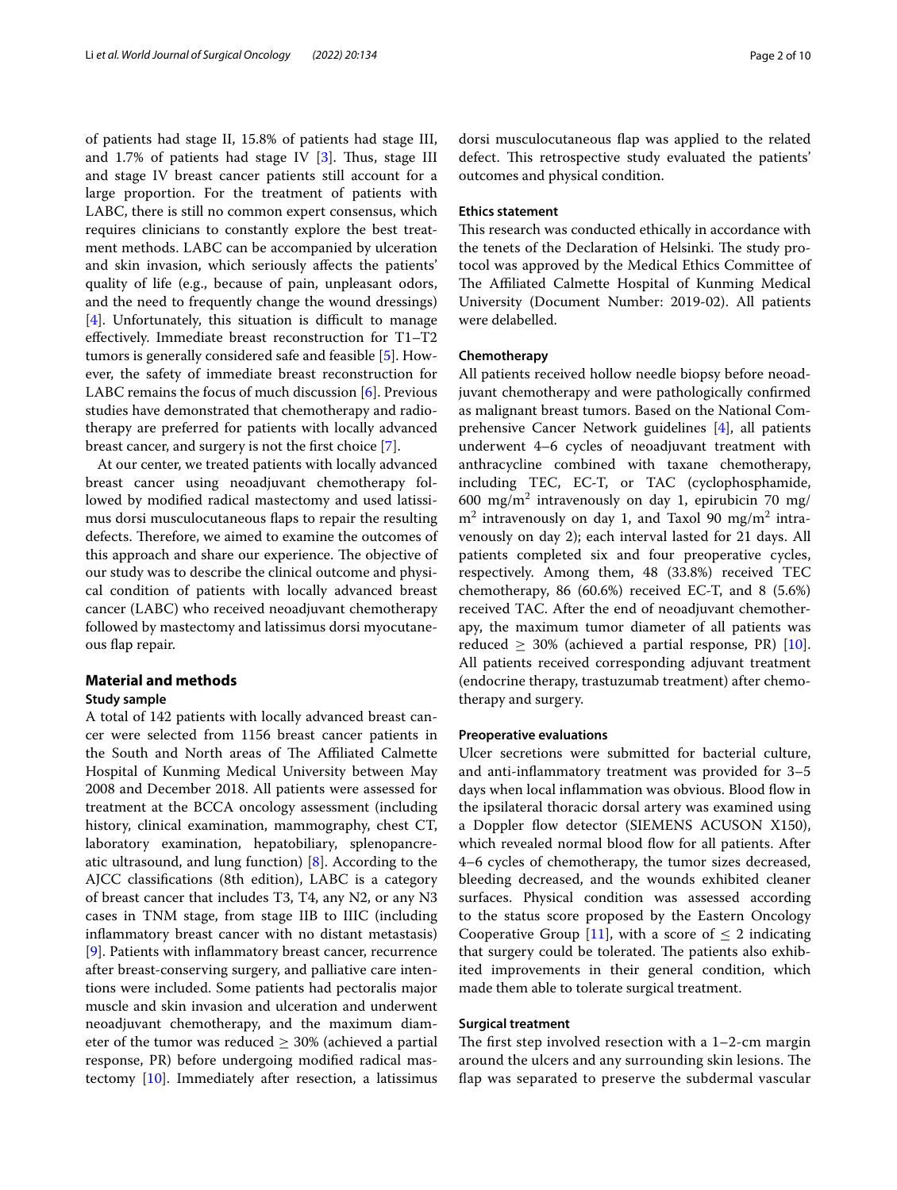of patients had stage II, 15.8% of patients had stage III, and 1.7% of patients had stage IV [3]. Thus, stage III and stage IV breast cancer patients still account for a large proportion. For the treatment of patients with LABC, there is still no common expert consensus, which requires clinicians to constantly explore the best treatment methods. LABC can be accompanied by ulceration and skin invasion, which seriously affects the patients' quality of life (e.g., because of pain, unpleasant odors, and the need to frequently change the wound dressings) [4]. Unfortunately, this situation is difficult to manage effectively. Immediate breast reconstruction for T1–T2 tumors is generally considered safe and feasible [5]. However, the safety of immediate breast reconstruction for LABC remains the focus of much discussion [6]. Previous studies have demonstrated that chemotherapy and radiotherapy are preferred for patients with locally advanced breast cancer, and surgery is not the first choice [7].

At our center, we treated patients with locally advanced breast cancer using neoadjuvant chemotherapy followed by modified radical mastectomy and used latissimus dorsi musculocutaneous flaps to repair the resulting defects. Therefore, we aimed to examine the outcomes of this approach and share our experience. The objective of our study was to describe the clinical outcome and physical condition of patients with locally advanced breast cancer (LABC) who received neoadjuvant chemotherapy followed by mastectomy and latissimus dorsi myocutaneous flap repair.

## Material and methods

### Study sample

A total of 142 patients with locally advanced breast cancer were selected from 1156 breast cancer patients in the South and North areas of The Affiliated Calmette Hospital of Kunming Medical University between May 2008 and December 2018. All patients were assessed for treatment at the BCCA oncology assessment (including history, clinical examination, mammography, chest CT, laboratory examination, hepatobiliary, splenopancreatic ultrasound, and lung function) [8]. According to the AJCC classifications (8th edition), LABC is a category of breast cancer that includes T3, T4, any N2, or any N3 cases in TNM stage, from stage IIB to IIIC (including inflammatory breast cancer with no distant metastasis) [9]. Patients with inflammatory breast cancer, recurrence after breast-conserving surgery, and palliative care intentions were included. Some patients had pectoralis major muscle and skin invasion and ulceration and underwent neoadjuvant chemotherapy, and the maximum diameter of the tumor was reduced $\geq$ 30% (achieved a partial response, PR) before undergoing modified radical mastectomy [10]. Immediately after resection, a latissimus dorsi musculocutaneous flap was applied to the related defect. This retrospective study evaluated the patients' outcomes and physical condition.

### Ethics statement

This research was conducted ethically in accordance with the tenets of the Declaration of Helsinki. The study protocol was approved by the Medical Ethics Committee of The Affiliated Calmette Hospital of Kunming Medical University (Document Number: 2019-02). All patients were delabelled.

### Chemotherapy

All patients received hollow needle biopsy before neoadjuvant chemotherapy and were pathologically confirmed as malignant breast tumors. Based on the National Comprehensive Cancer Network guidelines [4], all patients underwent 4–6 cycles of neoadjuvant treatment with anthracycline combined with taxane chemotherapy, including TEC, EC-T, or TAC (cyclophosphamide, 600 mg/m$^2$ intravenously on day 1, epirubicin 70 mg/m$^2$ intravenously on day 1, and Taxol 90 mg/m$^2$ intravenously on day 2); each interval lasted for 21 days. All patients completed six and four preoperative cycles, respectively. Among them, 48 (33.8%) received TEC chemotherapy, 86 (60.6%) received EC-T, and 8 (5.6%) received TAC. After the end of neoadjuvant chemotherapy, the maximum tumor diameter of all patients was reduced $\geq$ 30% (achieved a partial response, PR) [10]. All patients received corresponding adjuvant treatment (endocrine therapy, trastuzumab treatment) after chemotherapy and surgery.

### Preoperative evaluations

Ulcer secretions were submitted for bacterial culture, and anti-inflammatory treatment was provided for 3–5 days when local inflammation was obvious. Blood flow in the ipsilateral thoracic dorsal artery was examined using a Doppler flow detector (SIEMENS ACUSON X150), which revealed normal blood flow for all patients. After 4–6 cycles of chemotherapy, the tumor sizes decreased, bleeding decreased, and the wounds exhibited cleaner surfaces. Physical condition was assessed according to the status score proposed by the Eastern Oncology Cooperative Group [11], with a score of $\leq$ 2 indicating that surgery could be tolerated. The patients also exhibited improvements in their general condition, which made them able to tolerate surgical treatment.

### Surgical treatment

The first step involved resection with a 1–2-cm margin around the ulcers and any surrounding skin lesions. The flap was separated to preserve the subdermal vascular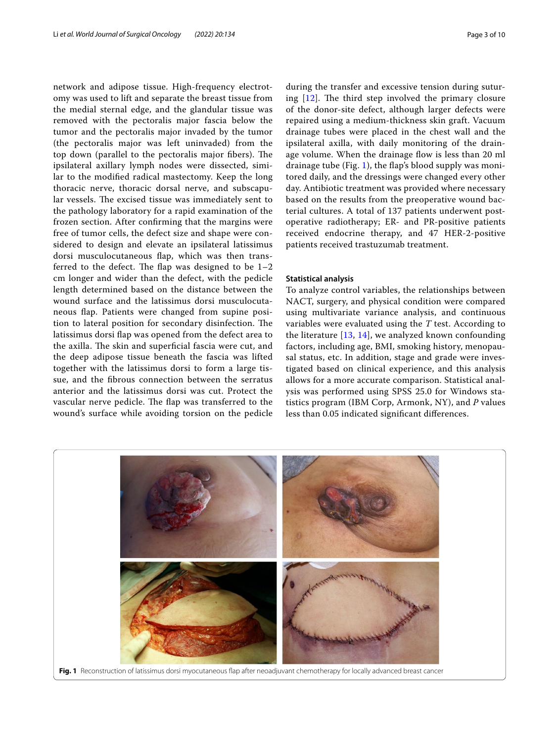network and adipose tissue. High-frequency electrotomy was used to lift and separate the breast tissue from the medial sternal edge, and the glandular tissue was removed with the pectoralis major fascia below the tumor and the pectoralis major invaded by the tumor (the pectoralis major was left uninvaded) from the top down (parallel to the pectoralis major fibers). The ipsilateral axillary lymph nodes were dissected, similar to the modified radical mastectomy. Keep the long thoracic nerve, thoracic dorsal nerve, and subscapular vessels. The excised tissue was immediately sent to the pathology laboratory for a rapid examination of the frozen section. After confirming that the margins were free of tumor cells, the defect size and shape were considered to design and elevate an ipsilateral latissimus dorsi musculocutaneous flap, which was then transferred to the defect. The flap was designed to be 1–2 cm longer and wider than the defect, with the pedicle length determined based on the distance between the wound surface and the latissimus dorsi musculocutaneous flap. Patients were changed from supine position to lateral position for secondary disinfection. The latissimus dorsi flap was opened from the defect area to the axilla. The skin and superficial fascia were cut, and the deep adipose tissue beneath the fascia was lifted together with the latissimus dorsi to form a large tissue, and the fibrous connection between the serratus anterior and the latissimus dorsi was cut. Protect the vascular nerve pedicle. The flap was transferred to the wound's surface while avoiding torsion on the pedicle during the transfer and excessive tension during suturing [12]. The third step involved the primary closure of the donor-site defect, although larger defects were repaired using a medium-thickness skin graft. Vacuum drainage tubes were placed in the chest wall and the ipsilateral axilla, with daily monitoring of the drainage volume. When the drainage flow is less than 20 ml drainage tube (Fig. 1), the flap's blood supply was monitored daily, and the dressings were changed every other day. Antibiotic treatment was provided where necessary based on the results from the preoperative wound bacterial cultures. A total of 137 patients underwent postoperative radiotherapy; ER- and PR-positive patients received endocrine therapy, and 47 HER-2-positive patients received trastuzumab treatment.

### Statistical analysis

To analyze control variables, the relationships between NACT, surgery, and physical condition were compared using multivariate variance analysis, and continuous variables were evaluated using the *T* test. According to the literature [13, 14], we analyzed known confounding factors, including age, BMI, smoking history, menopausal status, etc. In addition, stage and grade were investigated based on clinical experience, and this analysis allows for a more accurate comparison. Statistical analysis was performed using SPSS 25.0 for Windows statistics program (IBM Corp, Armonk, NY), and *P* values less than 0.05 indicated significant differences.

**Fig. 1** Reconstruction of latissimus dorsi myocutaneous flap after neoadjuvant chemotherapy for locally advanced breast cancer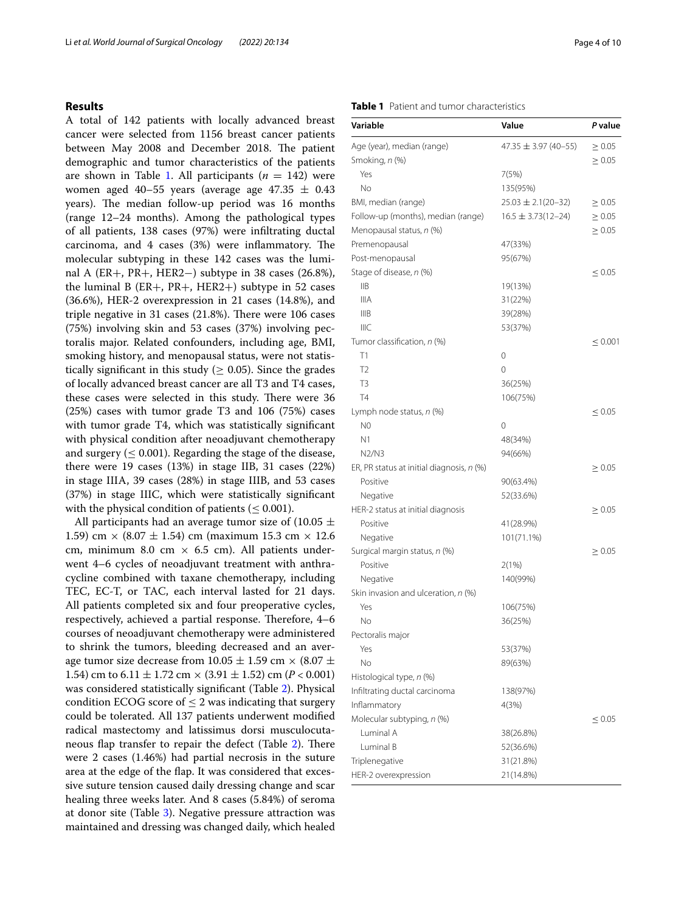## Results

A total of 142 patients with locally advanced breast cancer were selected from 1156 breast cancer patients between May 2008 and December 2018. The patient demographic and tumor characteristics of the patients are shown in Table 1. All participants ($n = 142$) were women aged 40–55 years (average age 47.35 ± 0.43 years). The median follow-up period was 16 months (range 12–24 months). Among the pathological types of all patients, 138 cases (97%) were infiltrating ductal carcinoma, and 4 cases (3%) were inflammatory. The molecular subtyping in these 142 cases was the luminal A (ER+, PR+, HER2−) subtype in 38 cases (26.8%), the luminal B (ER+, PR+, HER2+) subtype in 52 cases (36.6%), HER-2 overexpression in 21 cases (14.8%), and triple negative in 31 cases (21.8%). There were 106 cases (75%) involving skin and 53 cases (37%) involving pectoralis major. Related confounders, including age, BMI, smoking history, and menopausal status, were not statistically significant in this study (≥ 0.05). Since the grades of locally advanced breast cancer are all T3 and T4 cases, these cases were selected in this study. There were 36 (25%) cases with tumor grade T3 and 106 (75%) cases with tumor grade T4, which was statistically significant with physical condition after neoadjuvant chemotherapy and surgery (≤ 0.001). Regarding the stage of the disease, there were 19 cases (13%) in stage IIB, 31 cases (22%) in stage IIIA, 39 cases (28%) in stage IIIB, and 53 cases (37%) in stage IIIC, which were statistically significant with the physical condition of patients (≤ 0.001).

All participants had an average tumor size of (10.05 ± 1.59) cm × (8.07 ± 1.54) cm (maximum 15.3 cm × 12.6 cm, minimum 8.0 cm × 6.5 cm). All patients underwent 4–6 cycles of neoadjuvant treatment with anthracycline combined with taxane chemotherapy, including TEC, EC-T, or TAC, each interval lasted for 21 days. All patients completed six and four preoperative cycles, respectively, achieved a partial response. Therefore, 4–6 courses of neoadjuvant chemotherapy were administered to shrink the tumors, bleeding decreased and an average tumor size decrease from 10.05 ± 1.59 cm × (8.07 ± 1.54) cm to 6.11 ± 1.72 cm × (3.91 ± 1.52) cm ($P < 0.001$) was considered statistically significant (Table 2). Physical condition ECOG score of ≤ 2 was indicating that surgery could be tolerated. All 137 patients underwent modified radical mastectomy and latissimus dorsi musculocutaneous flap transfer to repair the defect (Table 2). There were 2 cases (1.46%) had partial necrosis in the suture area at the edge of the flap. It was considered that excessive suture tension caused daily dressing change and scar healing three weeks later. And 8 cases (5.84%) of seroma at donor site (Table 3). Negative pressure attraction was maintained and dressing was changed daily, which healed

**Table 1** Patient and tumor characteristics

| Variable | Value | *P* value |
|---|---|---|
| Age (year), median (range) | 47.35 ± 3.97 (40–55) | ≥ 0.05 |
| Smoking, *n* (%) | | ≥ 0.05 |
| Yes | 7(5%) | |
| No | 135(95%) | |
| BMI, median (range) | 25.03 ± 2.1(20–32) | ≥ 0.05 |
| Follow-up (months), median (range) | 16.5 ± 3.73(12–24) | ≥ 0.05 |
| Menopausal status, *n* (%) | | ≥ 0.05 |
| Premenopausal | 47(33%) | |
| Post-menopausal | 95(67%) | |
| Stage of disease, *n* (%) | | ≤ 0.05 |
| IIB | 19(13%) | |
| IIIA | 31(22%) | |
| IIIB | 39(28%) | |
| IIIC | 53(37%) | |
| Tumor classification, *n* (%) | | ≤ 0.001 |
| T1 | 0 | |
| T2 | 0 | |
| T3 | 36(25%) | |
| T4 | 106(75%) | |
| Lymph node status, *n* (%) | | ≤ 0.05 |
| N0 | 0 | |
| N1 | 48(34%) | |
| N2/N3 | 94(66%) | |
| ER, PR status at initial diagnosis, *n* (%) | | ≥ 0.05 |
| Positive | 90(63.4%) | |
| Negative | 52(33.6%) | |
| HER-2 status at initial diagnosis | | ≥ 0.05 |
| Positive | 41(28.9%) | |
| Negative | 101(71.1%) | |
| Surgical margin status, *n* (%) | | ≥ 0.05 |
| Positive | 2(1%) | |
| Negative | 140(99%) | |
| Skin invasion and ulceration, *n* (%) | | |
| Yes | 106(75%) | |
| No | 36(25%) | |
| Pectoralis major | | |
| Yes | 53(37%) | |
| No | 89(63%) | |
| Histological type, *n* (%) | | |
| Infiltrating ductal carcinoma | 138(97%) | |
| Inflammatory | 4(3%) | |
| Molecular subtyping, *n* (%) | | ≤ 0.05 |
| Luminal A | 38(26.8%) | |
| Luminal B | 52(36.6%) | |
| Triplenegative | 31(21.8%) | |
| HER-2 overexpression | 21(14.8%) | |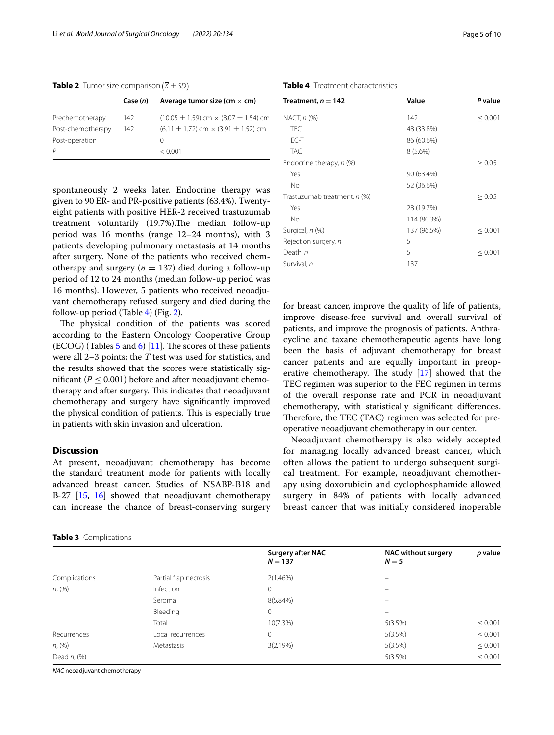**Table 2** Tumor size comparison ($\overline{X} \pm SD$)

| | Case (*n*) | Average tumor size (cm × cm) |
|---|---|---|
| Prechemotherapy | 142 | (10.05 ± 1.59) cm × (8.07 ± 1.54) cm |
| Post-chemotherapy | 142 | (6.11 ± 1.72) cm × (3.91 ± 1.52) cm |
| Post-operation | | 0 |
| *P* | | < 0.001 |

spontaneously 2 weeks later. Endocrine therapy was given to 90 ER- and PR-positive patients (63.4%). Twenty-eight patients with positive HER-2 received trastuzumab treatment voluntarily (19.7%).The median follow-up period was 16 months (range 12–24 months), with 3 patients developing pulmonary metastasis at 14 months after surgery. None of the patients who received chemotherapy and surgery ($n = 137$) died during a follow-up period of 12 to 24 months (median follow-up period was 16 months). However, 5 patients who received neoadjuvant chemotherapy refused surgery and died during the follow-up period (Table 4) (Fig. 2).

The physical condition of the patients was scored according to the Eastern Oncology Cooperative Group (ECOG) (Tables 5 and 6) [11]. The scores of these patients were all 2–3 points; the *T* test was used for statistics, and the results showed that the scores were statistically significant ($P \leq 0.001$) before and after neoadjuvant chemotherapy and after surgery. This indicates that neoadjuvant chemotherapy and surgery have significantly improved the physical condition of patients. This is especially true in patients with skin invasion and ulceration.

## Discussion

At present, neoadjuvant chemotherapy has become the standard treatment mode for patients with locally advanced breast cancer. Studies of NSABP-B18 and B-27 [15, 16] showed that neoadjuvant chemotherapy can increase the chance of breast-conserving surgery for breast cancer, improve the quality of life of patients, improve disease-free survival and overall survival of patients, and improve the prognosis of patients. Anthracycline and taxane chemotherapeutic agents have long been the basis of adjuvant chemotherapy for breast cancer patients and are equally important in preoperative chemotherapy. The study [17] showed that the TEC regimen was superior to the FEC regimen in terms of the overall response rate and PCR in neoadjuvant chemotherapy, with statistically significant differences. Therefore, the TEC (TAC) regimen was selected for preoperative neoadjuvant chemotherapy in our center.

Neoadjuvant chemotherapy is also widely accepted for managing locally advanced breast cancer, which often allows the patient to undergo subsequent surgical treatment. For example, neoadjuvant chemotherapy using doxorubicin and cyclophosphamide allowed surgery in 84% of patients with locally advanced breast cancer that was initially considered inoperable

**Table 4** Treatment characteristics

| Treatment, *n* = 142 | Value | *P* value |
|---|---|---|
| NACT, *n* (%) | 142 | ≤ 0.001 |
| TEC | 48 (33.8%) | |
| EC-T | 86 (60.6%) | |
| TAC | 8 (5.6%) | |
| Endocrine therapy, *n* (%) | | ≥ 0.05 |
| Yes | 90 (63.4%) | |
| No | 52 (36.6%) | |
| Trastuzumab treatment, *n* (%) | | ≥ 0.05 |
| Yes | 28 (19.7%) | |
| No | 114 (80.3%) | |
| Surgical, *n* (%) | 137 (96.5%) | ≤ 0.001 |
| Rejection surgery, *n* | 5 | |
| Death, *n* | 5 | ≤ 0.001 |
| Survival, *n* | 137 | |

**Table 3** Complications

| | | Surgery after NAC $N = 137$ | NAC without surgery $N = 5$ | *p* value |
|---|---|---|---|---|
| Complications | Partial flap necrosis | 2(1.46%) | – | |
| *n*, (%) | Infection | 0 | – | |
| | Seroma | 8(5.84%) | – | |
| | Bleeding | 0 | – | |
| | Total | 10(7.3%) | 5(3.5%) | ≤ 0.001 |
| Recurrences | Local recurrences | 0 | 5(3.5%) | ≤ 0.001 |
| *n*, (%) | Metastasis | 3(2.19%) | 5(3.5%) | ≤ 0.001 |
| Dead *n*, (%) | | | 5(3.5%) | ≤ 0.001 |

*NAC* neoadjuvant chemotherapy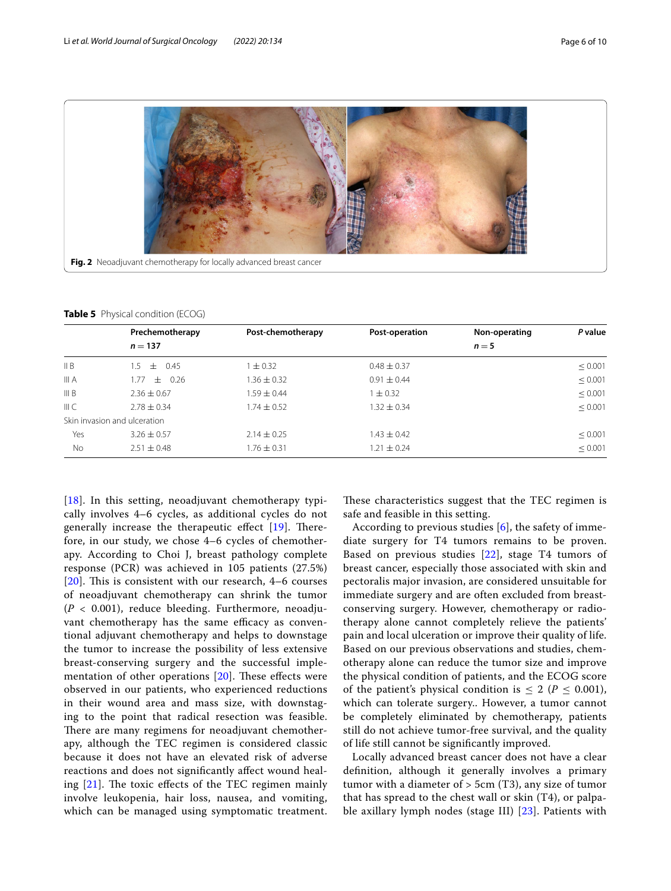Fig. 2 Neoadjuvant chemotherapy for locally advanced breast cancer

**Table 5** Physical condition (ECOG)

| | Prechemotherapy $n = 137$ | Post-chemotherapy | Post-operation | Non-operating $n = 5$ | *P* value |
|---|---|---|---|---|---|
| II B | 1.5 ± 0.45 | 1 ± 0.32 | 0.48 ± 0.37 | | ≤ 0.001 |
| III A | 1.77 ± 0.26 | 1.36 ± 0.32 | 0.91 ± 0.44 | | ≤ 0.001 |
| III B | 2.36 ± 0.67 | 1.59 ± 0.44 | 1 ± 0.32 | | ≤ 0.001 |
| III C | 2.78 ± 0.34 | 1.74 ± 0.52 | 1.32 ± 0.34 | | ≤ 0.001 |
| Skin invasion and ulceration | | | | | |
| Yes | 3.26 ± 0.57 | 2.14 ± 0.25 | 1.43 ± 0.42 | | ≤ 0.001 |
| No | 2.51 ± 0.48 | 1.76 ± 0.31 | 1.21 ± 0.24 | | ≤ 0.001 |

[18]. In this setting, neoadjuvant chemotherapy typically involves 4–6 cycles, as additional cycles do not generally increase the therapeutic effect [19]. Therefore, in our study, we chose 4–6 cycles of chemotherapy. According to Choi J, breast pathology complete response (PCR) was achieved in 105 patients (27.5%) [20]. This is consistent with our research, 4–6 courses of neoadjuvant chemotherapy can shrink the tumor ($P < 0.001$), reduce bleeding. Furthermore, neoadjuvant chemotherapy has the same efficacy as conventional adjuvant chemotherapy and helps to downstage the tumor to increase the possibility of less extensive breast-conserving surgery and the successful implementation of other operations [20]. These effects were observed in our patients, who experienced reductions in their wound area and mass size, with downstaging to the point that radical resection was feasible. There are many regimens for neoadjuvant chemotherapy, although the TEC regimen is considered classic because it does not have an elevated risk of adverse reactions and does not significantly affect wound healing [21]. The toxic effects of the TEC regimen mainly involve leukopenia, hair loss, nausea, and vomiting, which can be managed using symptomatic treatment. These characteristics suggest that the TEC regimen is safe and feasible in this setting.

According to previous studies [6], the safety of immediate surgery for T4 tumors remains to be proven. Based on previous studies [22], stage T4 tumors of breast cancer, especially those associated with skin and pectoralis major invasion, are considered unsuitable for immediate surgery and are often excluded from breast-conserving surgery. However, chemotherapy or radiotherapy alone cannot completely relieve the patients' pain and local ulceration or improve their quality of life. Based on our previous observations and studies, chemotherapy alone can reduce the tumor size and improve the physical condition of patients, and the ECOG score of the patient's physical condition is ≤ 2 ($P \leq 0.001$), which can tolerate surgery.. However, a tumor cannot be completely eliminated by chemotherapy, patients still do not achieve tumor-free survival, and the quality of life still cannot be significantly improved.

Locally advanced breast cancer does not have a clear definition, although it generally involves a primary tumor with a diameter of > 5cm (T3), any size of tumor that has spread to the chest wall or skin (T4), or palpable axillary lymph nodes (stage III) [23]. Patients with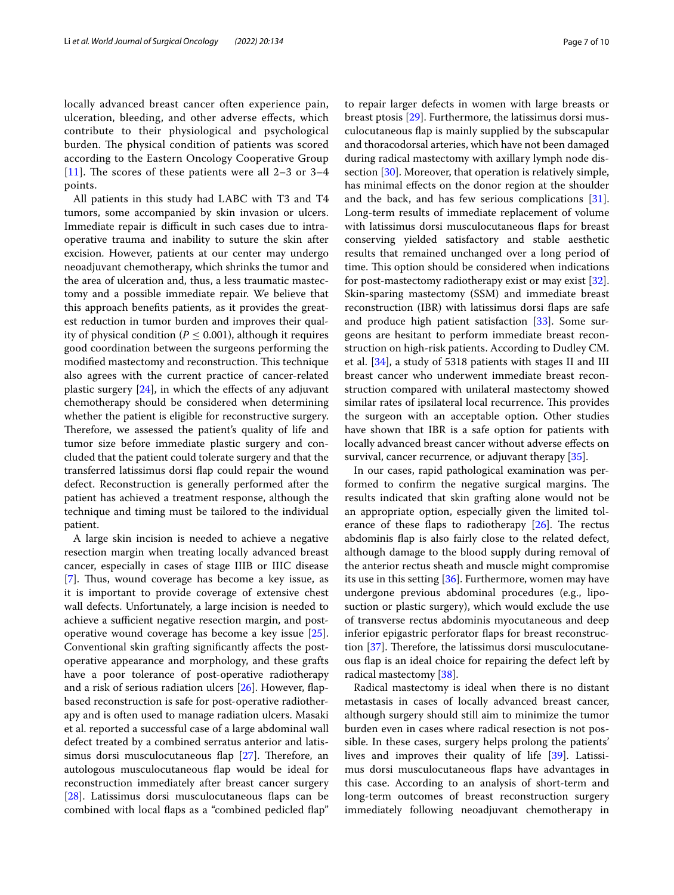locally advanced breast cancer often experience pain, ulceration, bleeding, and other adverse effects, which contribute to their physiological and psychological burden. The physical condition of patients was scored according to the Eastern Oncology Cooperative Group [11]. The scores of these patients were all 2–3 or 3–4 points.

All patients in this study had LABC with T3 and T4 tumors, some accompanied by skin invasion or ulcers. Immediate repair is difficult in such cases due to intraoperative trauma and inability to suture the skin after excision. However, patients at our center may undergo neoadjuvant chemotherapy, which shrinks the tumor and the area of ulceration and, thus, a less traumatic mastectomy and a possible immediate repair. We believe that this approach benefits patients, as it provides the greatest reduction in tumor burden and improves their quality of physical condition ($P \leq 0.001$), although it requires good coordination between the surgeons performing the modified mastectomy and reconstruction. This technique also agrees with the current practice of cancer-related plastic surgery [24], in which the effects of any adjuvant chemotherapy should be considered when determining whether the patient is eligible for reconstructive surgery. Therefore, we assessed the patient's quality of life and tumor size before immediate plastic surgery and concluded that the patient could tolerate surgery and that the transferred latissimus dorsi flap could repair the wound defect. Reconstruction is generally performed after the patient has achieved a treatment response, although the technique and timing must be tailored to the individual patient.

A large skin incision is needed to achieve a negative resection margin when treating locally advanced breast cancer, especially in cases of stage IIIB or IIIC disease [7]. Thus, wound coverage has become a key issue, as it is important to provide coverage of extensive chest wall defects. Unfortunately, a large incision is needed to achieve a sufficient negative resection margin, and postoperative wound coverage has become a key issue [25]. Conventional skin grafting significantly affects the postoperative appearance and morphology, and these grafts have a poor tolerance of post-operative radiotherapy and a risk of serious radiation ulcers [26]. However, flap-based reconstruction is safe for post-operative radiotherapy and is often used to manage radiation ulcers. Masaki et al. reported a successful case of a large abdominal wall defect treated by a combined serratus anterior and latissimus dorsi musculocutaneous flap [27]. Therefore, an autologous musculocutaneous flap would be ideal for reconstruction immediately after breast cancer surgery [28]. Latissimus dorsi musculocutaneous flaps can be combined with local flaps as a "combined pedicled flap" to repair larger defects in women with large breasts or breast ptosis [29]. Furthermore, the latissimus dorsi musculocutaneous flap is mainly supplied by the subscapular and thoracodorsal arteries, which have not been damaged during radical mastectomy with axillary lymph node dissection [30]. Moreover, that operation is relatively simple, has minimal effects on the donor region at the shoulder and the back, and has few serious complications [31]. Long-term results of immediate replacement of volume with latissimus dorsi musculocutaneous flaps for breast conserving yielded satisfactory and stable aesthetic results that remained unchanged over a long period of time. This option should be considered when indications for post-mastectomy radiotherapy exist or may exist [32]. Skin-sparing mastectomy (SSM) and immediate breast reconstruction (IBR) with latissimus dorsi flaps are safe and produce high patient satisfaction [33]. Some surgeons are hesitant to perform immediate breast reconstruction on high-risk patients. According to Dudley CM. et al. [34], a study of 5318 patients with stages II and III breast cancer who underwent immediate breast reconstruction compared with unilateral mastectomy showed similar rates of ipsilateral local recurrence. This provides the surgeon with an acceptable option. Other studies have shown that IBR is a safe option for patients with locally advanced breast cancer without adverse effects on survival, cancer recurrence, or adjuvant therapy [35].

In our cases, rapid pathological examination was performed to confirm the negative surgical margins. The results indicated that skin grafting alone would not be an appropriate option, especially given the limited tolerance of these flaps to radiotherapy [26]. The rectus abdominis flap is also fairly close to the related defect, although damage to the blood supply during removal of the anterior rectus sheath and muscle might compromise its use in this setting [36]. Furthermore, women may have undergone previous abdominal procedures (e.g., liposuction or plastic surgery), which would exclude the use of transverse rectus abdominis myocutaneous and deep inferior epigastric perforator flaps for breast reconstruction [37]. Therefore, the latissimus dorsi musculocutaneous flap is an ideal choice for repairing the defect left by radical mastectomy [38].

Radical mastectomy is ideal when there is no distant metastasis in cases of locally advanced breast cancer, although surgery should still aim to minimize the tumor burden even in cases where radical resection is not possible. In these cases, surgery helps prolong the patients' lives and improves their quality of life [39]. Latissimus dorsi musculocutaneous flaps have advantages in this case. According to an analysis of short-term and long-term outcomes of breast reconstruction surgery immediately following neoadjuvant chemotherapy in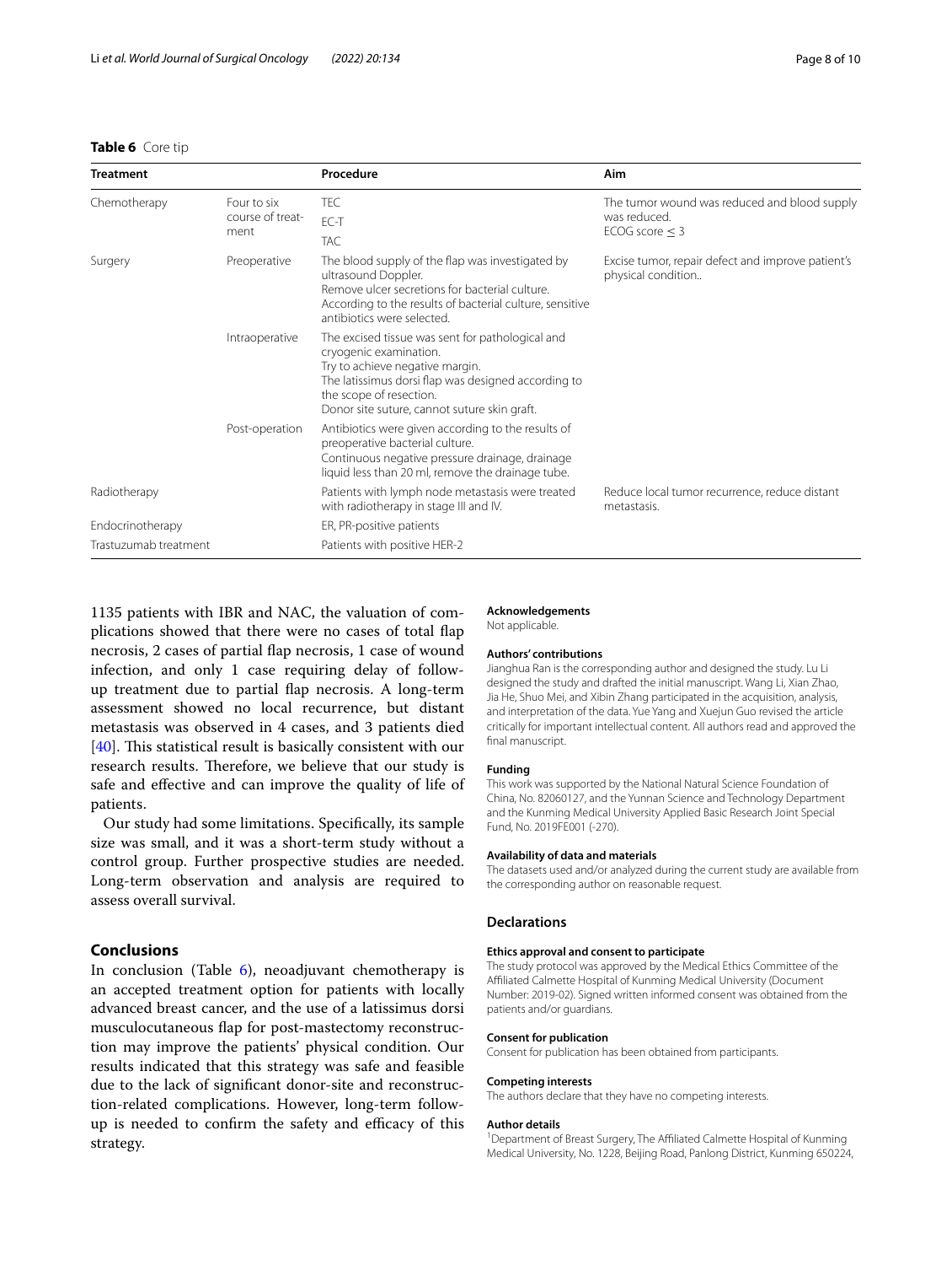**Table 6** Core tip

| Treatment | | Procedure | Aim |
|---|---|---|---|
| Chemotherapy | Four to six course of treatment | TEC<br>EC-T<br>TAC | The tumor wound was reduced and blood supply was reduced.<br>ECOG score ≤ 3 |
| Surgery | Preoperative | The blood supply of the flap was investigated by ultrasound Doppler.<br>Remove ulcer secretions for bacterial culture.<br>According to the results of bacterial culture, sensitive antibiotics were selected. | Excise tumor, repair defect and improve patient's physical condition.. |
| | Intraoperative | The excised tissue was sent for pathological and cryogenic examination.<br>Try to achieve negative margin.<br>The latissimus dorsi flap was designed according to the scope of resection.<br>Donor site suture, cannot suture skin graft. | |
| | Post-operation | Antibiotics were given according to the results of preoperative bacterial culture.<br>Continuous negative pressure drainage, drainage liquid less than 20 ml, remove the drainage tube. | |
| Radiotherapy | | Patients with lymph node metastasis were treated with radiotherapy in stage III and IV. | Reduce local tumor recurrence, reduce distant metastasis. |
| Endocrinotherapy | | ER, PR-positive patients | |
| Trastuzumab treatment | | Patients with positive HER-2 | |

1135 patients with IBR and NAC, the valuation of complications showed that there were no cases of total flap necrosis, 2 cases of partial flap necrosis, 1 case of wound infection, and only 1 case requiring delay of follow-up treatment due to partial flap necrosis. A long-term assessment showed no local recurrence, but distant metastasis was observed in 4 cases, and 3 patients died [40]. This statistical result is basically consistent with our research results. Therefore, we believe that our study is safe and effective and can improve the quality of life of patients.

Our study had some limitations. Specifically, its sample size was small, and it was a short-term study without a control group. Further prospective studies are needed. Long-term observation and analysis are required to assess overall survival.

## Conclusions

In conclusion (Table 6), neoadjuvant chemotherapy is an accepted treatment option for patients with locally advanced breast cancer, and the use of a latissimus dorsi musculocutaneous flap for post-mastectomy reconstruction may improve the patients' physical condition. Our results indicated that this strategy was safe and feasible due to the lack of significant donor-site and reconstruction-related complications. However, long-term follow-up is needed to confirm the safety and efficacy of this strategy.

**Acknowledgements**

Not applicable.

**Authors' contributions**

Jianghua Ran is the corresponding author and designed the study. Lu Li designed the study and drafted the initial manuscript. Wang Li, Xian Zhao, Jia He, Shuo Mei, and Xibin Zhang participated in the acquisition, analysis, and interpretation of the data. Yue Yang and Xuejun Guo revised the article critically for important intellectual content. All authors read and approved the final manuscript.

**Funding**

This work was supported by the National Natural Science Foundation of China, No. 82060127, and the Yunnan Science and Technology Department and the Kunming Medical University Applied Basic Research Joint Special Fund, No. 2019FE001 (-270).

**Availability of data and materials**

The datasets used and/or analyzed during the current study are available from the corresponding author on reasonable request.

## Declarations

**Ethics approval and consent to participate**

The study protocol was approved by the Medical Ethics Committee of the Affiliated Calmette Hospital of Kunming Medical University (Document Number: 2019-02). Signed written informed consent was obtained from the patients and/or guardians.

**Consent for publication**

Consent for publication has been obtained from participants.

**Competing interests**

The authors declare that they have no competing interests.

**Author details**

[1]Department of Breast Surgery, The Affiliated Calmette Hospital of Kunming Medical University, No. 1228, Beijing Road, Panlong District, Kunming 650224,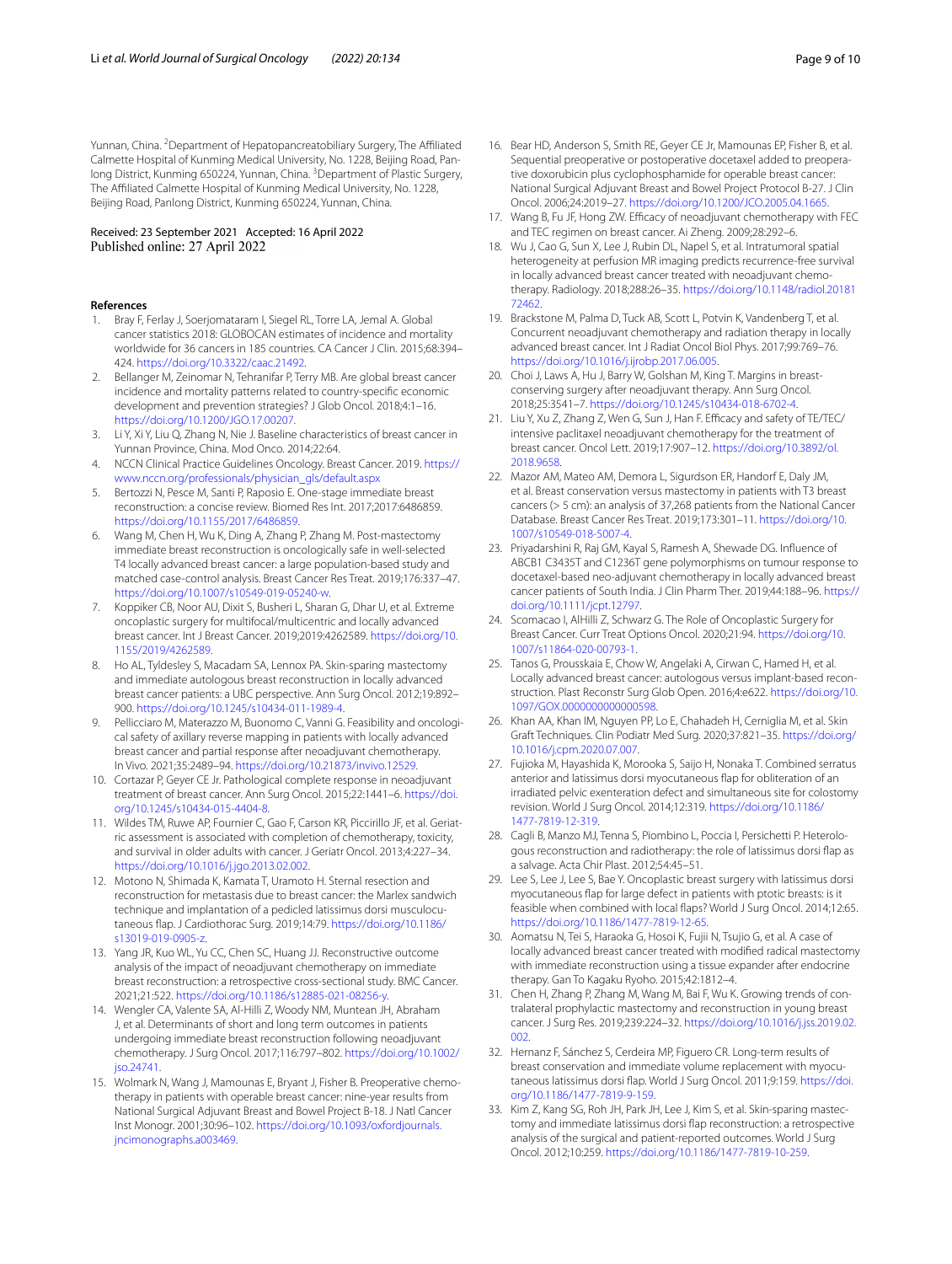Yunnan, China. [2]Department of Hepatopancreatobiliary Surgery, The Affiliated Calmette Hospital of Kunming Medical University, No. 1228, Beijing Road, Panlong District, Kunming 650224, Yunnan, China. [3]Department of Plastic Surgery, The Affiliated Calmette Hospital of Kunming Medical University, No. 1228, Beijing Road, Panlong District, Kunming 650224, Yunnan, China.

Received: 23 September 2021 Accepted: 16 April 2022
Published online: 27 April 2022

## References

1. Bray F, Ferlay J, Soerjomataram I, Siegel RL, Torre LA, Jemal A. Global cancer statistics 2018: GLOBOCAN estimates of incidence and mortality worldwide for 36 cancers in 185 countries. CA Cancer J Clin. 2015;68:394–424. https://doi.org/10.3322/caac.21492.
2. Bellanger M, Zeinomar N, Tehranifar P, Terry MB. Are global breast cancer incidence and mortality patterns related to country-specific economic development and prevention strategies? J Glob Oncol. 2018;4:1–16. https://doi.org/10.1200/JGO.17.00207.
3. Li Y, Xi Y, Liu Q, Zhang N, Nie J. Baseline characteristics of breast cancer in Yunnan Province, China. Mod Onco. 2014;22:64.
4. NCCN Clinical Practice Guidelines Oncology. Breast Cancer. 2019. https://www.nccn.org/professionals/physician_gls/default.aspx
5. Bertozzi N, Pesce M, Santi P, Raposio E. One-stage immediate breast reconstruction: a concise review. Biomed Res Int. 2017;2017:6486859. https://doi.org/10.1155/2017/6486859.
6. Wang M, Chen H, Wu K, Ding A, Zhang P, Zhang M. Post-mastectomy immediate breast reconstruction is oncologically safe in well-selected T4 locally advanced breast cancer: a large population-based study and matched case-control analysis. Breast Cancer Res Treat. 2019;176:337–47. https://doi.org/10.1007/s10549-019-05240-w.
7. Koppiker CB, Noor AU, Dixit S, Busheri L, Sharan G, Dhar U, et al. Extreme oncoplastic surgery for multifocal/multicentric and locally advanced breast cancer. Int J Breast Cancer. 2019;2019:4262589. https://doi.org/10.1155/2019/4262589.
8. Ho AL, Tyldesley S, Macadam SA, Lennox PA. Skin-sparing mastectomy and immediate autologous breast reconstruction in locally advanced breast cancer patients: a UBC perspective. Ann Surg Oncol. 2012;19:892–900. https://doi.org/10.1245/s10434-011-1989-4.
9. Pellicciaro M, Materazzo M, Buonomo C, Vanni G. Feasibility and oncological safety of axillary reverse mapping in patients with locally advanced breast cancer and partial response after neoadjuvant chemotherapy. In Vivo. 2021;35:2489–94. https://doi.org/10.21873/invivo.12529.
10. Cortazar P, Geyer CE Jr. Pathological complete response in neoadjuvant treatment of breast cancer. Ann Surg Oncol. 2015;22:1441–6. https://doi.org/10.1245/s10434-015-4404-8.
11. Wildes TM, Ruwe AP, Fournier C, Gao F, Carson KR, Piccirillo JF, et al. Geriatric assessment is associated with completion of chemotherapy, toxicity, and survival in older adults with cancer. J Geriatr Oncol. 2013;4:227–34. https://doi.org/10.1016/j.jgo.2013.02.002.
12. Motono N, Shimada K, Kamata T, Uramoto H. Sternal resection and reconstruction for metastasis due to breast cancer: the Marlex sandwich technique and implantation of a pedicled latissimus dorsi musculocutaneous flap. J Cardiothorac Surg. 2019;14:79. https://doi.org/10.1186/s13019-019-0905-z.
13. Yang JR, Kuo WL, Yu CC, Chen SC, Huang JJ. Reconstructive outcome analysis of the impact of neoadjuvant chemotherapy on immediate breast reconstruction: a retrospective cross-sectional study. BMC Cancer. 2021;21:522. https://doi.org/10.1186/s12885-021-08256-y.
14. Wengler CA, Valente SA, Al-Hilli Z, Woody NM, Muntean JH, Abraham J, et al. Determinants of short and long term outcomes in patients undergoing immediate breast reconstruction following neoadjuvant chemotherapy. J Surg Oncol. 2017;116:797–802. https://doi.org/10.1002/jso.24741.
15. Wolmark N, Wang J, Mamounas E, Bryant J, Fisher B. Preoperative chemotherapy in patients with operable breast cancer: nine-year results from National Surgical Adjuvant Breast and Bowel Project B-18. J Natl Cancer Inst Monogr. 2001;30:96–102. https://doi.org/10.1093/oxfordjournals.jncimonographs.a003469.
16. Bear HD, Anderson S, Smith RE, Geyer CE Jr, Mamounas EP, Fisher B, et al. Sequential preoperative or postoperative docetaxel added to preoperative doxorubicin plus cyclophosphamide for operable breast cancer: National Surgical Adjuvant Breast and Bowel Project Protocol B-27. J Clin Oncol. 2006;24:2019–27. https://doi.org/10.1200/JCO.2005.04.1665.
17. Wang B, Fu JF, Hong ZW. Efficacy of neoadjuvant chemotherapy with FEC and TEC regimen on breast cancer. Ai Zheng. 2009;28:292–6.
18. Wu J, Cao G, Sun X, Lee J, Rubin DL, Napel S, et al. Intratumoral spatial heterogeneity at perfusion MR imaging predicts recurrence-free survival in locally advanced breast cancer treated with neoadjuvant chemotherapy. Radiology. 2018;288:26–35. https://doi.org/10.1148/radiol.2018172462.
19. Brackstone M, Palma D, Tuck AB, Scott L, Potvin K, Vandenberg T, et al. Concurrent neoadjuvant chemotherapy and radiation therapy in locally advanced breast cancer. Int J Radiat Oncol Biol Phys. 2017;99:769–76. https://doi.org/10.1016/j.ijrobp.2017.06.005.
20. Choi J, Laws A, Hu J, Barry W, Golshan M, King T. Margins in breast-conserving surgery after neoadjuvant therapy. Ann Surg Oncol. 2018;25:3541–7. https://doi.org/10.1245/s10434-018-6702-4.
21. Liu Y, Xu Z, Zhang Z, Wen G, Sun J, Han F. Efficacy and safety of TE/TEC/intensive paclitaxel neoadjuvant chemotherapy for the treatment of breast cancer. Oncol Lett. 2019;17:907–12. https://doi.org/10.3892/ol.2018.9658.
22. Mazor AM, Mateo AM, Demora L, Sigurdson ER, Handorf E, Daly JM, et al. Breast conservation versus mastectomy in patients with T3 breast cancers (> 5 cm): an analysis of 37,268 patients from the National Cancer Database. Breast Cancer Res Treat. 2019;173:301–11. https://doi.org/10.1007/s10549-018-5007-4.
23. Priyadarshini R, Raj GM, Kayal S, Ramesh A, Shewade DG. Influence of ABCB1 C3435T and C1236T gene polymorphisms on tumour response to docetaxel-based neo-adjuvant chemotherapy in locally advanced breast cancer patients of South India. J Clin Pharm Ther. 2019;44:188–96. https://doi.org/10.1111/jcpt.12797.
24. Scomacao I, AlHilli Z, Schwarz G. The Role of Oncoplastic Surgery for Breast Cancer. Curr Treat Options Oncol. 2020;21:94. https://doi.org/10.1007/s11864-020-00793-1.
25. Tanos G, Prousskaia E, Chow W, Angelaki A, Cirwan C, Hamed H, et al. Locally advanced breast cancer: autologous versus implant-based reconstruction. Plast Reconstr Surg Glob Open. 2016;4:e622. https://doi.org/10.1097/GOX.0000000000000598.
26. Khan AA, Khan IM, Nguyen PP, Lo E, Chahadeh H, Cerniglia M, et al. Skin Graft Techniques. Clin Podiatr Med Surg. 2020;37:821–35. https://doi.org/10.1016/j.cpm.2020.07.007.
27. Fujioka M, Hayashida K, Morooka S, Saijo H, Nonaka T. Combined serratus anterior and latissimus dorsi myocutaneous flap for obliteration of an irradiated pelvic exenteration defect and simultaneous site for colostomy revision. World J Surg Oncol. 2014;12:319. https://doi.org/10.1186/1477-7819-12-319.
28. Cagli B, Manzo MJ, Tenna S, Piombino L, Poccia I, Persichetti P. Heterologous reconstruction and radiotherapy: the role of latissimus dorsi flap as a salvage. Acta Chir Plast. 2012;54:45–51.
29. Lee S, Lee J, Lee S, Bae Y. Oncoplastic breast surgery with latissimus dorsi myocutaneous flap for large defect in patients with ptotic breasts: is it feasible when combined with local flaps? World J Surg Oncol. 2014;12:65. https://doi.org/10.1186/1477-7819-12-65.
30. Aomatsu N, Tei S, Haraoka G, Hosoi K, Fujii N, Tsujio G, et al. A case of locally advanced breast cancer treated with modified radical mastectomy with immediate reconstruction using a tissue expander after endocrine therapy. Gan To Kagaku Ryoho. 2015;42:1812–4.
31. Chen H, Zhang P, Zhang M, Wang M, Bai F, Wu K. Growing trends of contralateral prophylactic mastectomy and reconstruction in young breast cancer. J Surg Res. 2019;239:224–32. https://doi.org/10.1016/j.jss.2019.02.002.
32. Hernanz F, Sánchez S, Cerdeira MP, Figuero CR. Long-term results of breast conservation and immediate volume replacement with myocutaneous latissimus dorsi flap. World J Surg Oncol. 2011;9:159. https://doi.org/10.1186/1477-7819-9-159.
33. Kim Z, Kang SG, Roh JH, Park JH, Lee J, Kim S, et al. Skin-sparing mastectomy and immediate latissimus dorsi flap reconstruction: a retrospective analysis of the surgical and patient-reported outcomes. World J Surg Oncol. 2012;10:259. https://doi.org/10.1186/1477-7819-10-259.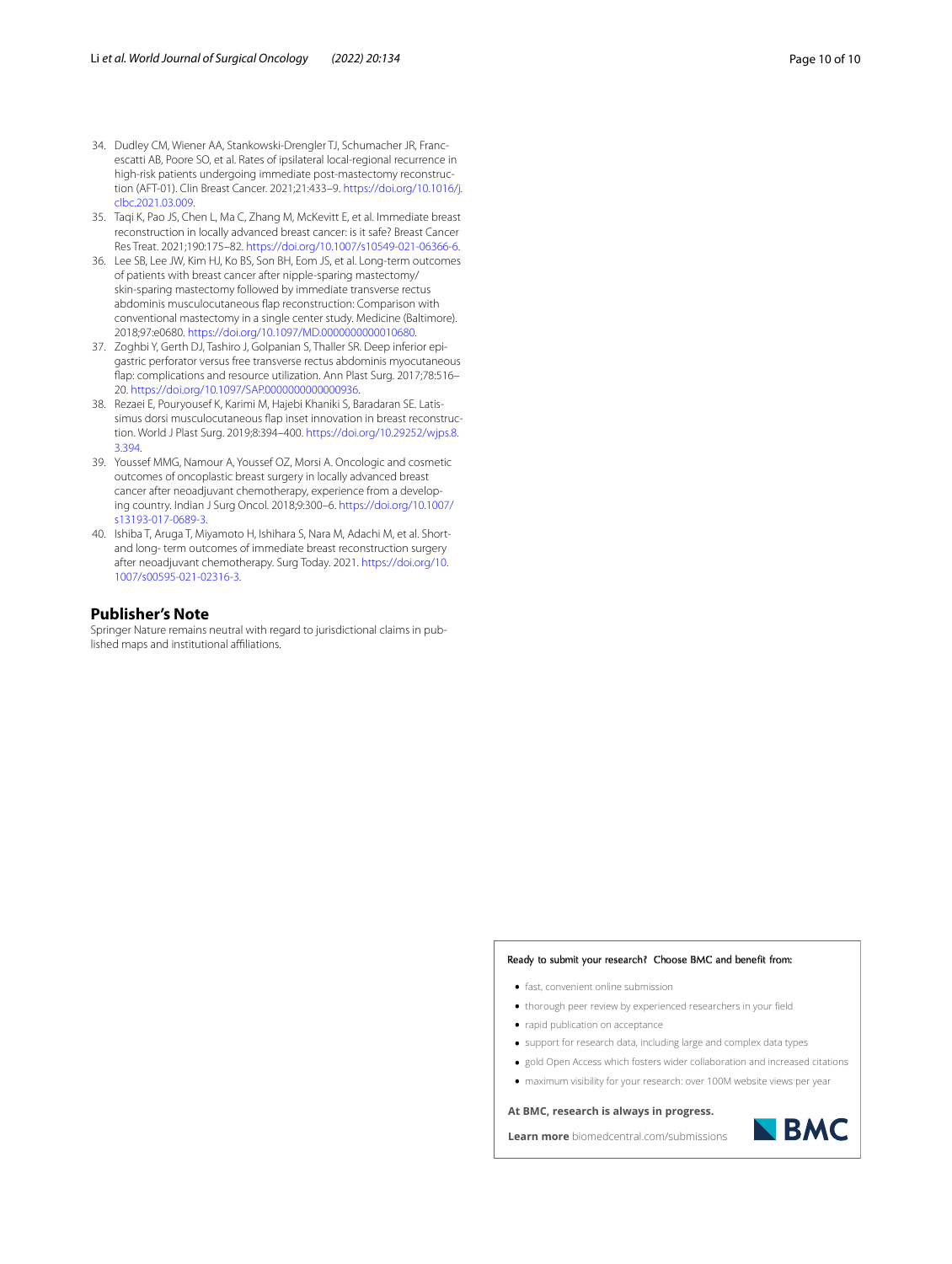34. Dudley CM, Wiener AA, Stankowski-Drengler TJ, Schumacher JR, Francescatti AB, Poore SO, et al. Rates of ipsilateral local-regional recurrence in high-risk patients undergoing immediate post-mastectomy reconstruction (AFT-01). Clin Breast Cancer. 2021;21:433–9. https://doi.org/10.1016/j.clbc.2021.03.009.
35. Taqi K, Pao JS, Chen L, Ma C, Zhang M, McKevitt E, et al. Immediate breast reconstruction in locally advanced breast cancer: is it safe? Breast Cancer Res Treat. 2021;190:175–82. https://doi.org/10.1007/s10549-021-06366-6.
36. Lee SB, Lee JW, Kim HJ, Ko BS, Son BH, Eom JS, et al. Long-term outcomes of patients with breast cancer after nipple-sparing mastectomy/skin-sparing mastectomy followed by immediate transverse rectus abdominis musculocutaneous flap reconstruction: Comparison with conventional mastectomy in a single center study. Medicine (Baltimore). 2018;97:e0680. https://doi.org/10.1097/MD.0000000000010680.
37. Zoghbi Y, Gerth DJ, Tashiro J, Golpanian S, Thaller SR. Deep inferior epigastric perforator versus free transverse rectus abdominis myocutaneous flap: complications and resource utilization. Ann Plast Surg. 2017;78:516–20. https://doi.org/10.1097/SAP.0000000000000936.
38. Rezaei E, Pouryousef K, Karimi M, Hajebi Khaniki S, Baradaran SE. Latissimus dorsi musculocutaneous flap inset innovation in breast reconstruction. World J Plast Surg. 2019;8:394–400. https://doi.org/10.29252/wjps.8.3.394.
39. Youssef MMG, Namour A, Youssef OZ, Morsi A. Oncologic and cosmetic outcomes of oncoplastic breast surgery in locally advanced breast cancer after neoadjuvant chemotherapy, experience from a developing country. Indian J Surg Oncol. 2018;9:300–6. https://doi.org/10.1007/s13193-017-0689-3.
40. Ishiba T, Aruga T, Miyamoto H, Ishihara S, Nara M, Adachi M, et al. Short-and long- term outcomes of immediate breast reconstruction surgery after neoadjuvant chemotherapy. Surg Today. 2021. https://doi.org/10.1007/s00595-021-02316-3.

## Publisher's Note

Springer Nature remains neutral with regard to jurisdictional claims in published maps and institutional affiliations.

Ready to submit your research? Choose BMC and benefit from:

- fast, convenient online submission
- thorough peer review by experienced researchers in your field
- rapid publication on acceptance
- support for research data, including large and complex data types
- gold Open Access which fosters wider collaboration and increased citations
- maximum visibility for your research: over 100M website views per year

**At BMC, research is always in progress.**

**Learn more** biomedcentral.com/submissions

BMC